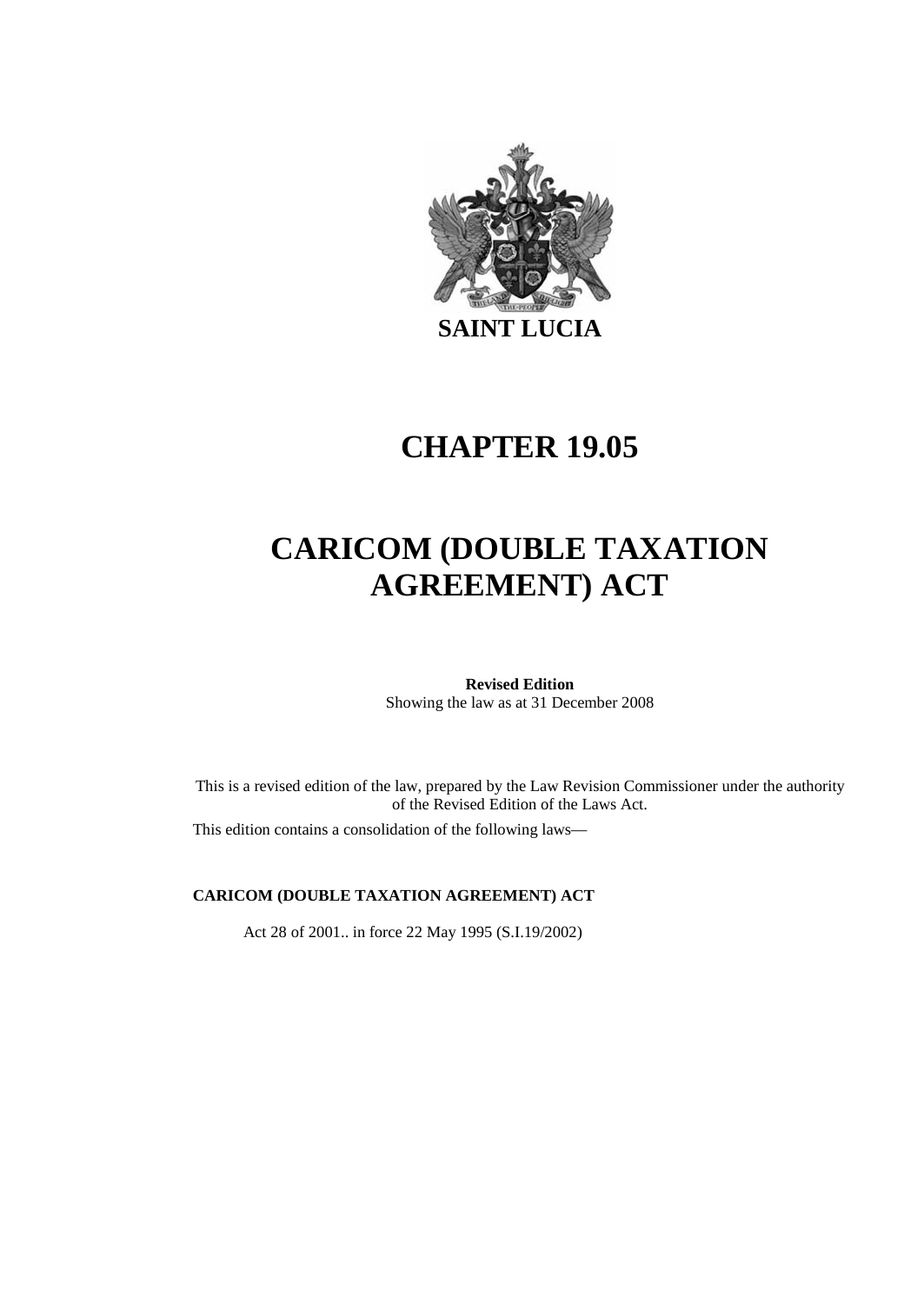**SAINT LUCIA**

# CHAPTER 19.05

# CARICOM (DOUBLE TAXATION AGREEMENT) ACT

**Revised Edition**
Showing the law as at 31 December 2008

This is a revised edition of the law, prepared by the Law Revision Commissioner under the authority of the Revised Edition of the Laws Act.

This edition contains a consolidation of the following laws—

**CARICOM (DOUBLE TAXATION AGREEMENT) ACT**

Act 28 of 2001.. in force 22 May 1995 (S.I.19/2002)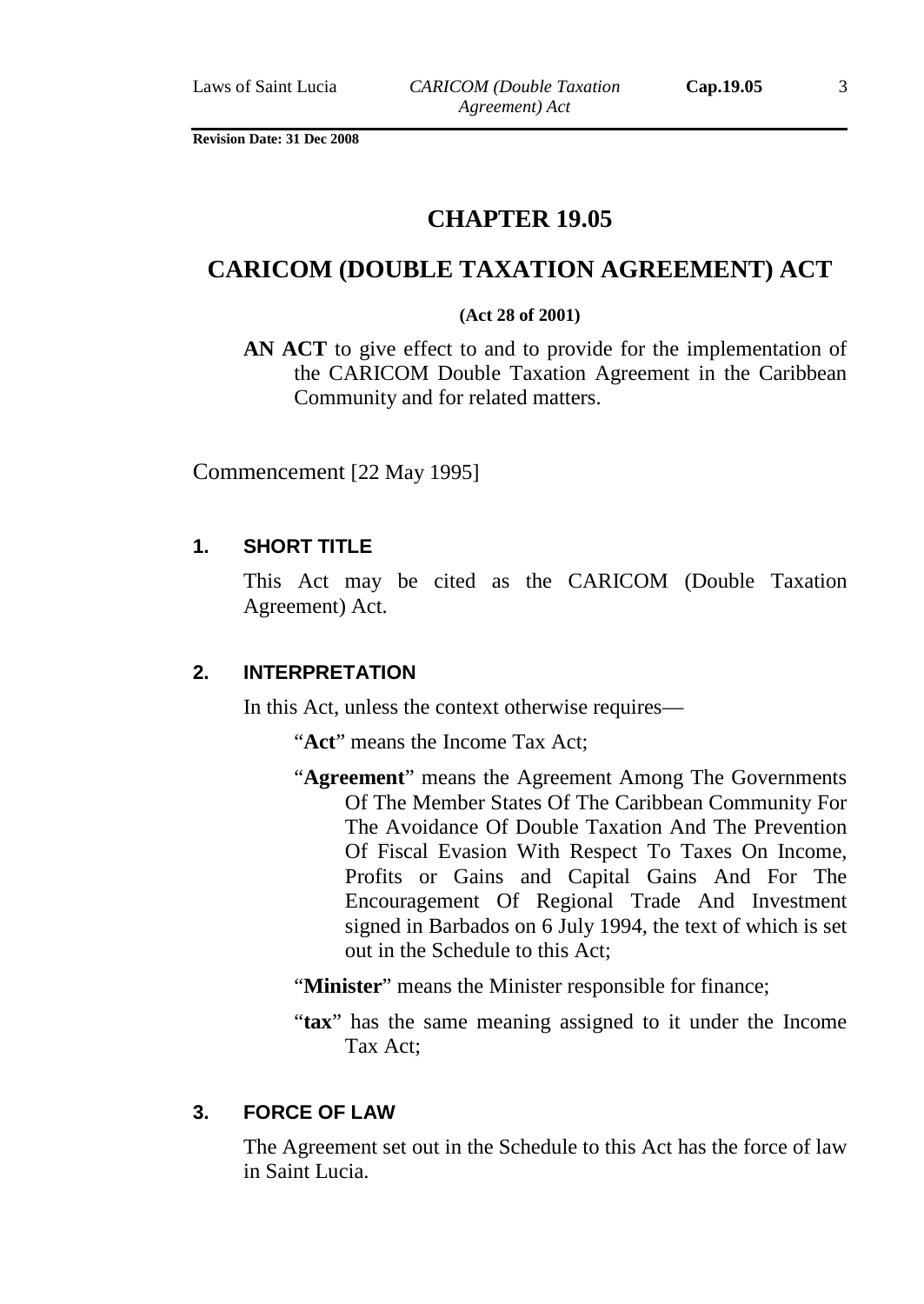# CHAPTER 19.05

# CARICOM (DOUBLE TAXATION AGREEMENT) ACT

**(Act 28 of 2001)**

**AN ACT** to give effect to and to provide for the implementation of the CARICOM Double Taxation Agreement in the Caribbean Community and for related matters.

Commencement [22 May 1995]

### 1. SHORT TITLE

This Act may be cited as the CARICOM (Double Taxation Agreement) Act.

### 2. INTERPRETATION

In this Act, unless the context otherwise requires—

"**Act**" means the Income Tax Act;

"**Agreement**" means the Agreement Among The Governments Of The Member States Of The Caribbean Community For The Avoidance Of Double Taxation And The Prevention Of Fiscal Evasion With Respect To Taxes On Income, Profits or Gains and Capital Gains And For The Encouragement Of Regional Trade And Investment signed in Barbados on 6 July 1994, the text of which is set out in the Schedule to this Act;

"**Minister**" means the Minister responsible for finance;

"**tax**" has the same meaning assigned to it under the Income Tax Act;

### 3. FORCE OF LAW

The Agreement set out in the Schedule to this Act has the force of law in Saint Lucia.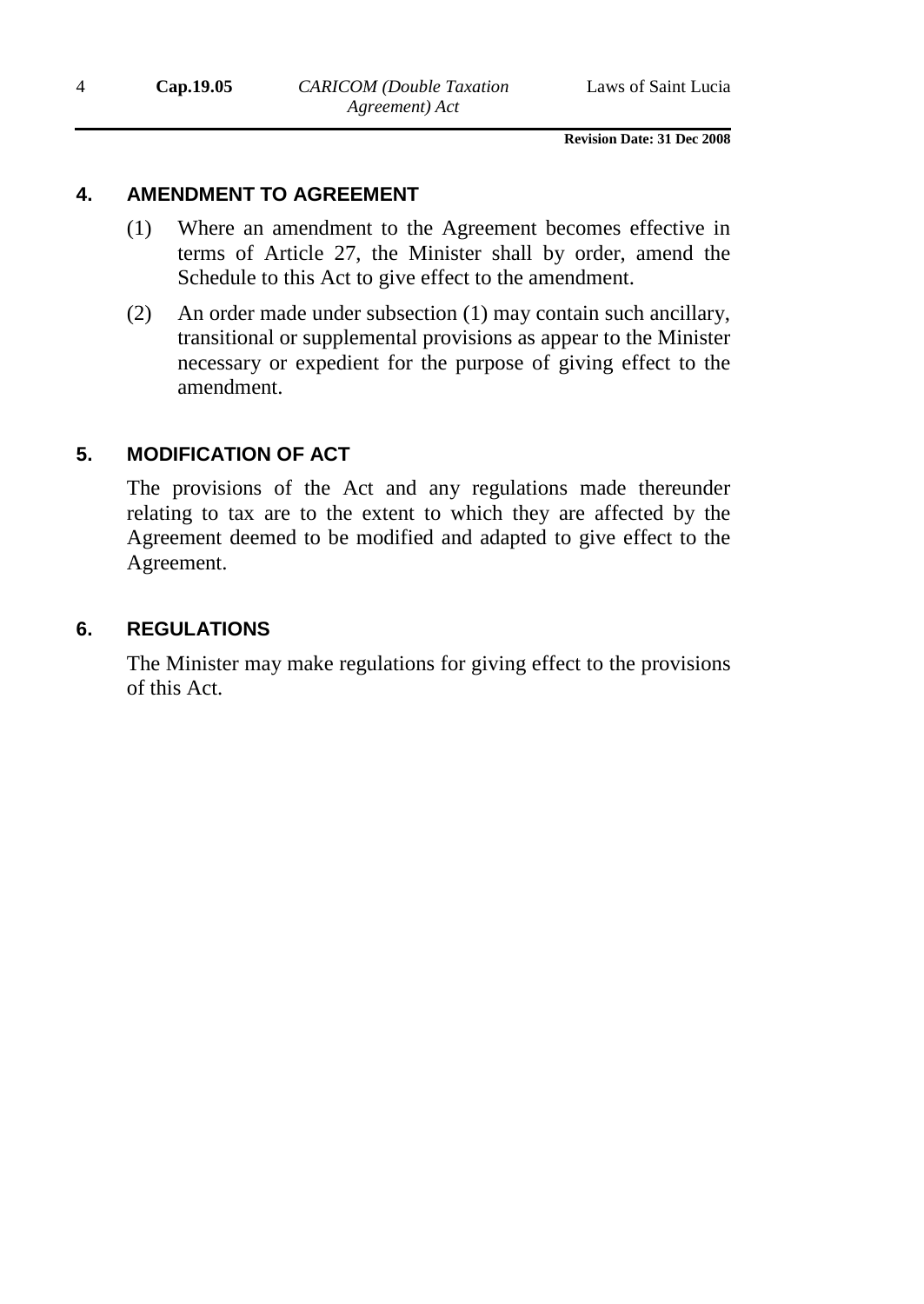## 4. AMENDMENT TO AGREEMENT

(1) Where an amendment to the Agreement becomes effective in terms of Article 27, the Minister shall by order, amend the Schedule to this Act to give effect to the amendment.

(2) An order made under subsection (1) may contain such ancillary, transitional or supplemental provisions as appear to the Minister necessary or expedient for the purpose of giving effect to the amendment.

## 5. MODIFICATION OF ACT

The provisions of the Act and any regulations made thereunder relating to tax are to the extent to which they are affected by the Agreement deemed to be modified and adapted to give effect to the Agreement.

## 6. REGULATIONS

The Minister may make regulations for giving effect to the provisions of this Act.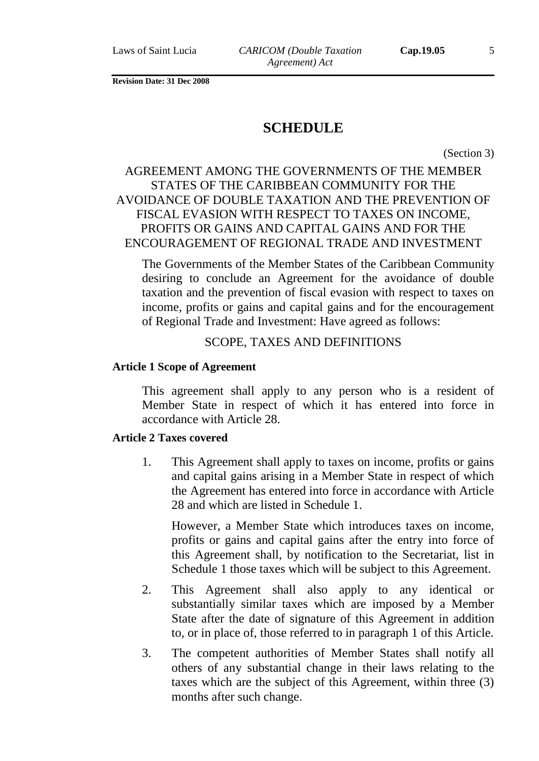# SCHEDULE

(Section 3)

## AGREEMENT AMONG THE GOVERNMENTS OF THE MEMBER STATES OF THE CARIBBEAN COMMUNITY FOR THE AVOIDANCE OF DOUBLE TAXATION AND THE PREVENTION OF FISCAL EVASION WITH RESPECT TO TAXES ON INCOME, PROFITS OR GAINS AND CAPITAL GAINS AND FOR THE ENCOURAGEMENT OF REGIONAL TRADE AND INVESTMENT

The Governments of the Member States of the Caribbean Community desiring to conclude an Agreement for the avoidance of double taxation and the prevention of fiscal evasion with respect to taxes on income, profits or gains and capital gains and for the encouragement of Regional Trade and Investment: Have agreed as follows:

### SCOPE, TAXES AND DEFINITIONS

**Article 1 Scope of Agreement**

This agreement shall apply to any person who is a resident of Member State in respect of which it has entered into force in accordance with Article 28.

**Article 2 Taxes covered**

1. This Agreement shall apply to taxes on income, profits or gains and capital gains arising in a Member State in respect of which the Agreement has entered into force in accordance with Article 28 and which are listed in Schedule 1.

   However, a Member State which introduces taxes on income, profits or gains and capital gains after the entry into force of this Agreement shall, by notification to the Secretariat, list in Schedule 1 those taxes which will be subject to this Agreement.

2. This Agreement shall also apply to any identical or substantially similar taxes which are imposed by a Member State after the date of signature of this Agreement in addition to, or in place of, those referred to in paragraph 1 of this Article.

3. The competent authorities of Member States shall notify all others of any substantial change in their laws relating to the taxes which are the subject of this Agreement, within three (3) months after such change.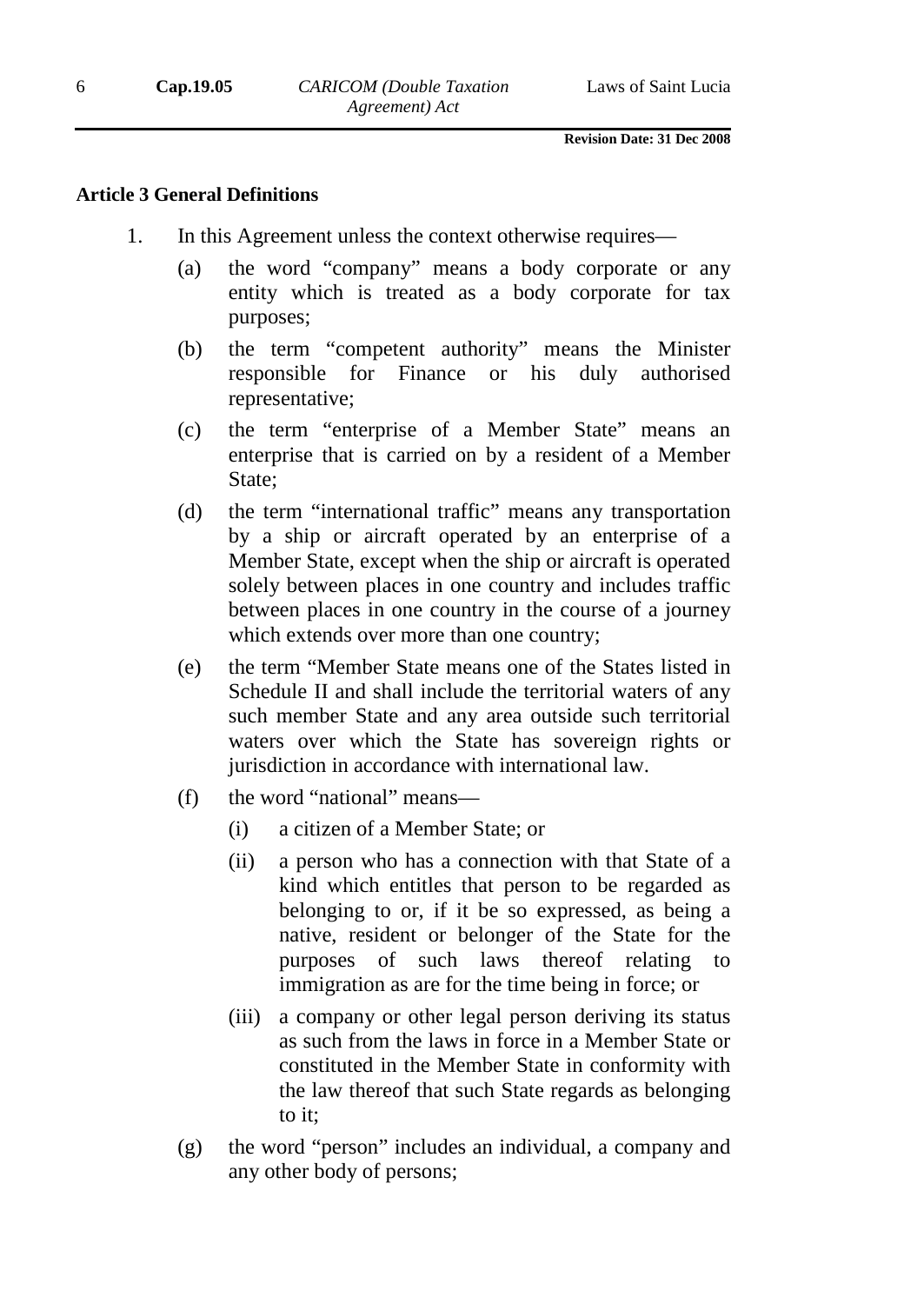**Article 3 General Definitions**

1. In this Agreement unless the context otherwise requires—

   (a) the word "company" means a body corporate or any entity which is treated as a body corporate for tax purposes;

   (b) the term "competent authority" means the Minister responsible for Finance or his duly authorised representative;

   (c) the term "enterprise of a Member State" means an enterprise that is carried on by a resident of a Member State;

   (d) the term "international traffic" means any transportation by a ship or aircraft operated by an enterprise of a Member State, except when the ship or aircraft is operated solely between places in one country and includes traffic between places in one country in the course of a journey which extends over more than one country;

   (e) the term "Member State means one of the States listed in Schedule II and shall include the territorial waters of any such member State and any area outside such territorial waters over which the State has sovereign rights or jurisdiction in accordance with international law.

   (f) the word "national" means—

      (i) a citizen of a Member State; or

      (ii) a person who has a connection with that State of a kind which entitles that person to be regarded as belonging to or, if it be so expressed, as being a native, resident or belonger of the State for the purposes of such laws thereof relating to immigration as are for the time being in force; or

      (iii) a company or other legal person deriving its status as such from the laws in force in a Member State or constituted in the Member State in conformity with the law thereof that such State regards as belonging to it;

   (g) the word "person" includes an individual, a company and any other body of persons;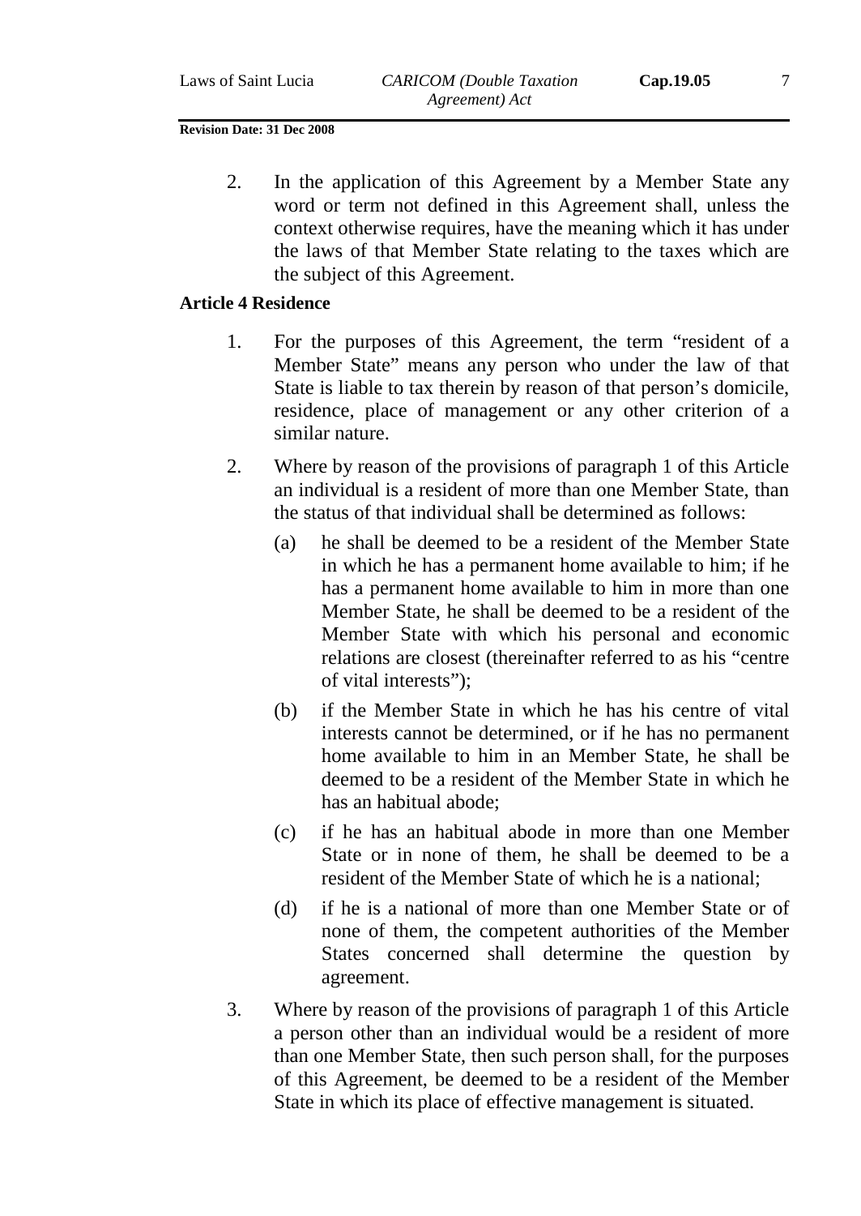2. In the application of this Agreement by a Member State any word or term not defined in this Agreement shall, unless the context otherwise requires, have the meaning which it has under the laws of that Member State relating to the taxes which are the subject of this Agreement.

**Article 4 Residence**

1. For the purposes of this Agreement, the term "resident of a Member State" means any person who under the law of that State is liable to tax therein by reason of that person's domicile, residence, place of management or any other criterion of a similar nature.

2. Where by reason of the provisions of paragraph 1 of this Article an individual is a resident of more than one Member State, than the status of that individual shall be determined as follows:

   (a) he shall be deemed to be a resident of the Member State in which he has a permanent home available to him; if he has a permanent home available to him in more than one Member State, he shall be deemed to be a resident of the Member State with which his personal and economic relations are closest (thereinafter referred to as his "centre of vital interests");

   (b) if the Member State in which he has his centre of vital interests cannot be determined, or if he has no permanent home available to him in an Member State, he shall be deemed to be a resident of the Member State in which he has an habitual abode;

   (c) if he has an habitual abode in more than one Member State or in none of them, he shall be deemed to be a resident of the Member State of which he is a national;

   (d) if he is a national of more than one Member State or of none of them, the competent authorities of the Member States concerned shall determine the question by agreement.

3. Where by reason of the provisions of paragraph 1 of this Article a person other than an individual would be a resident of more than one Member State, then such person shall, for the purposes of this Agreement, be deemed to be a resident of the Member State in which its place of effective management is situated.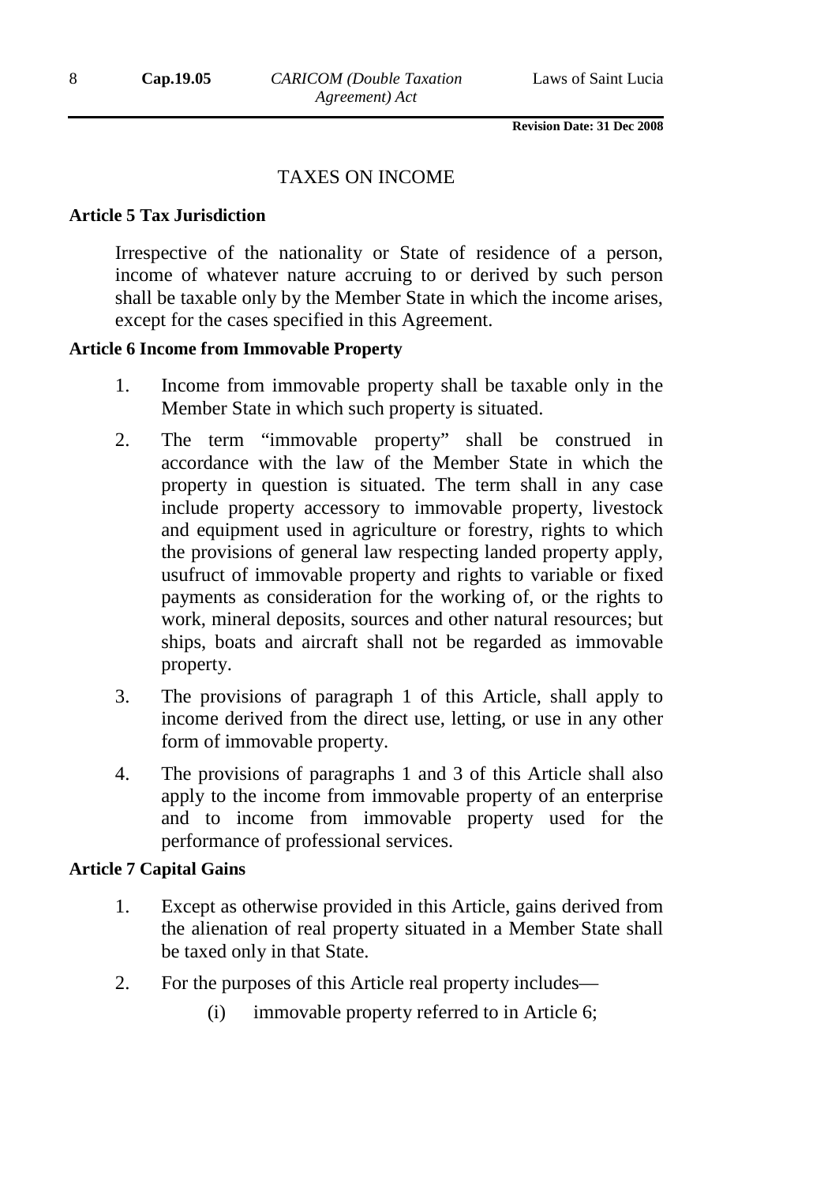## TAXES ON INCOME

### Article 5 Tax Jurisdiction

Irrespective of the nationality or State of residence of a person, income of whatever nature accruing to or derived by such person shall be taxable only by the Member State in which the income arises, except for the cases specified in this Agreement.

### Article 6 Income from Immovable Property

1. Income from immovable property shall be taxable only in the Member State in which such property is situated.
2. The term "immovable property" shall be construed in accordance with the law of the Member State in which the property in question is situated. The term shall in any case include property accessory to immovable property, livestock and equipment used in agriculture or forestry, rights to which the provisions of general law respecting landed property apply, usufruct of immovable property and rights to variable or fixed payments as consideration for the working of, or the rights to work, mineral deposits, sources and other natural resources; but ships, boats and aircraft shall not be regarded as immovable property.
3. The provisions of paragraph 1 of this Article, shall apply to income derived from the direct use, letting, or use in any other form of immovable property.
4. The provisions of paragraphs 1 and 3 of this Article shall also apply to the income from immovable property of an enterprise and to income from immovable property used for the performance of professional services.

### Article 7 Capital Gains

1. Except as otherwise provided in this Article, gains derived from the alienation of real property situated in a Member State shall be taxed only in that State.
2. For the purposes of this Article real property includes—
   (i) immovable property referred to in Article 6;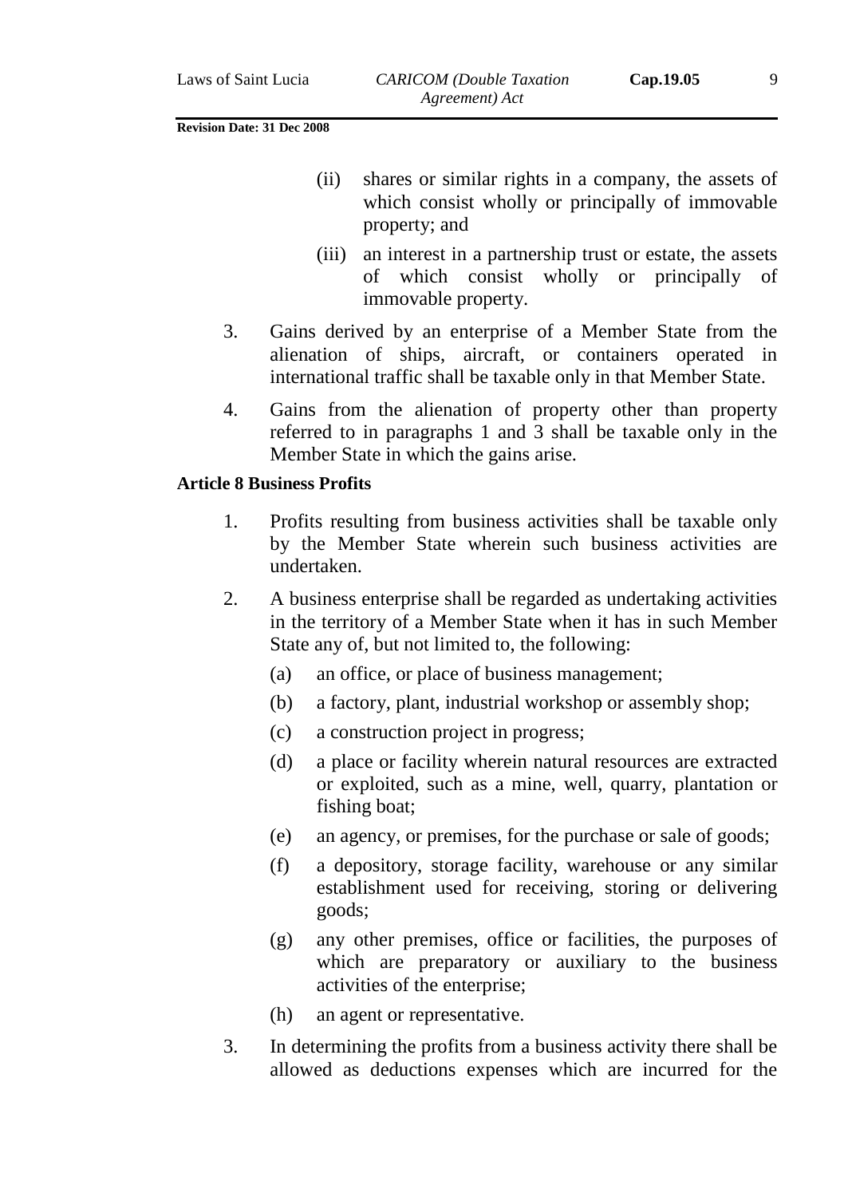(ii) shares or similar rights in a company, the assets of which consist wholly or principally of immovable property; and

(iii) an interest in a partnership trust or estate, the assets of which consist wholly or principally of immovable property.

3. Gains derived by an enterprise of a Member State from the alienation of ships, aircraft, or containers operated in international traffic shall be taxable only in that Member State.

4. Gains from the alienation of property other than property referred to in paragraphs 1 and 3 shall be taxable only in the Member State in which the gains arise.

**Article 8 Business Profits**

1. Profits resulting from business activities shall be taxable only by the Member State wherein such business activities are undertaken.

2. A business enterprise shall be regarded as undertaking activities in the territory of a Member State when it has in such Member State any of, but not limited to, the following:

   (a) an office, or place of business management;

   (b) a factory, plant, industrial workshop or assembly shop;

   (c) a construction project in progress;

   (d) a place or facility wherein natural resources are extracted or exploited, such as a mine, well, quarry, plantation or fishing boat;

   (e) an agency, or premises, for the purchase or sale of goods;

   (f) a depository, storage facility, warehouse or any similar establishment used for receiving, storing or delivering goods;

   (g) any other premises, office or facilities, the purposes of which are preparatory or auxiliary to the business activities of the enterprise;

   (h) an agent or representative.

3. In determining the profits from a business activity there shall be allowed as deductions expenses which are incurred for the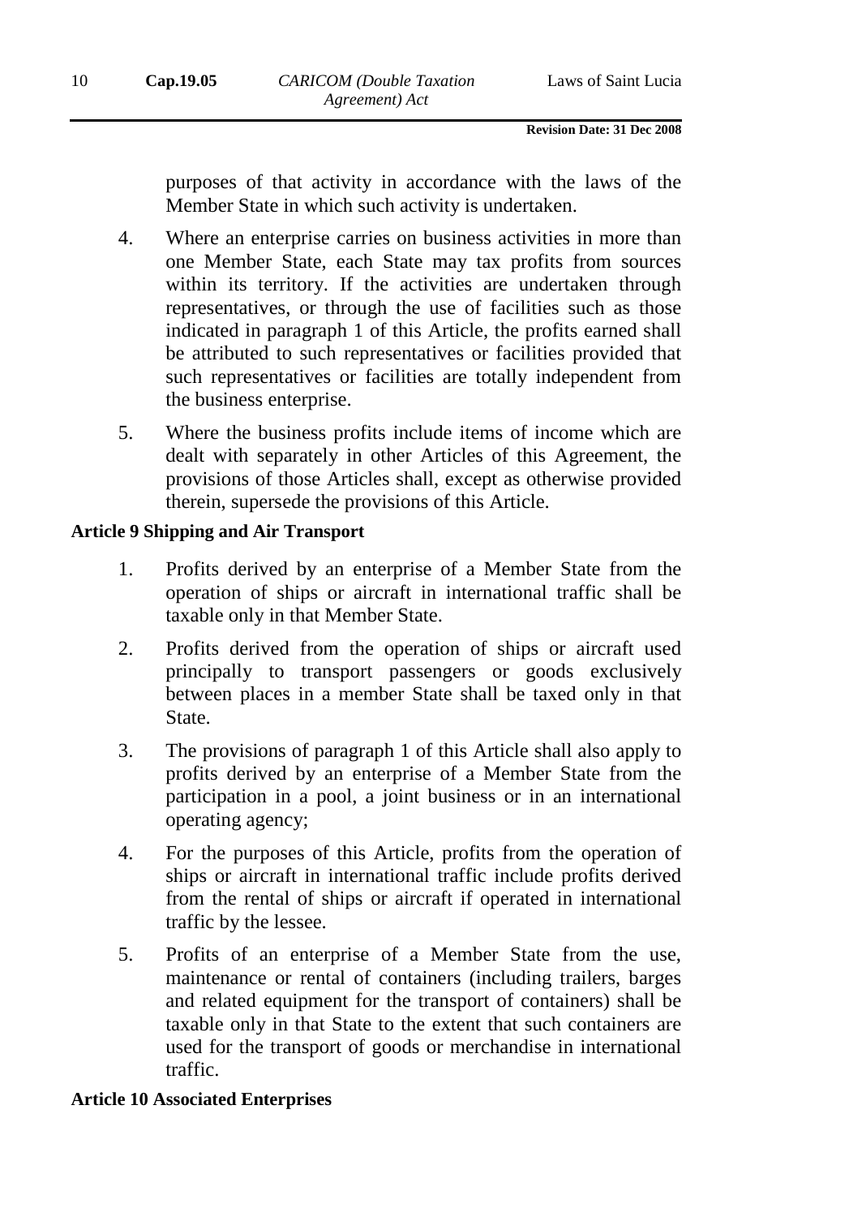purposes of that activity in accordance with the laws of the Member State in which such activity is undertaken.

4. Where an enterprise carries on business activities in more than one Member State, each State may tax profits from sources within its territory. If the activities are undertaken through representatives, or through the use of facilities such as those indicated in paragraph 1 of this Article, the profits earned shall be attributed to such representatives or facilities provided that such representatives or facilities are totally independent from the business enterprise.

5. Where the business profits include items of income which are dealt with separately in other Articles of this Agreement, the provisions of those Articles shall, except as otherwise provided therein, supersede the provisions of this Article.

**Article 9 Shipping and Air Transport**

1. Profits derived by an enterprise of a Member State from the operation of ships or aircraft in international traffic shall be taxable only in that Member State.

2. Profits derived from the operation of ships or aircraft used principally to transport passengers or goods exclusively between places in a member State shall be taxed only in that State.

3. The provisions of paragraph 1 of this Article shall also apply to profits derived by an enterprise of a Member State from the participation in a pool, a joint business or in an international operating agency;

4. For the purposes of this Article, profits from the operation of ships or aircraft in international traffic include profits derived from the rental of ships or aircraft if operated in international traffic by the lessee.

5. Profits of an enterprise of a Member State from the use, maintenance or rental of containers (including trailers, barges and related equipment for the transport of containers) shall be taxable only in that State to the extent that such containers are used for the transport of goods or merchandise in international traffic.

**Article 10 Associated Enterprises**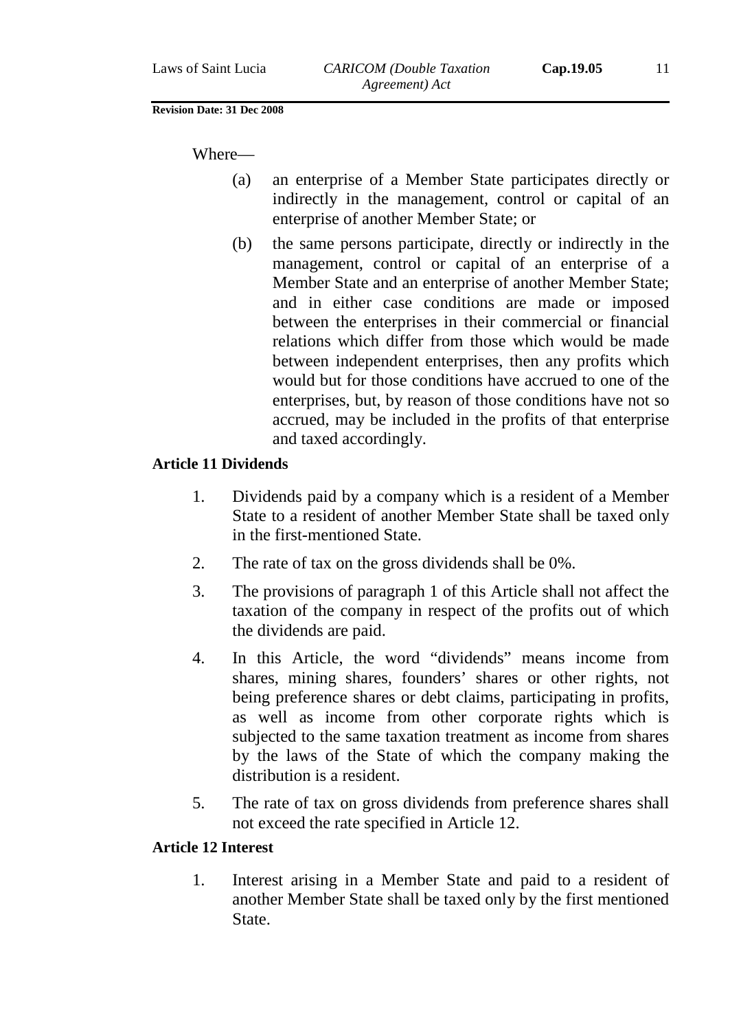Where—

(a) an enterprise of a Member State participates directly or indirectly in the management, control or capital of an enterprise of another Member State; or

(b) the same persons participate, directly or indirectly in the management, control or capital of an enterprise of a Member State and an enterprise of another Member State; and in either case conditions are made or imposed between the enterprises in their commercial or financial relations which differ from those which would be made between independent enterprises, then any profits which would but for those conditions have accrued to one of the enterprises, but, by reason of those conditions have not so accrued, may be included in the profits of that enterprise and taxed accordingly.

**Article 11 Dividends**

1. Dividends paid by a company which is a resident of a Member State to a resident of another Member State shall be taxed only in the first-mentioned State.

2. The rate of tax on the gross dividends shall be 0%.

3. The provisions of paragraph 1 of this Article shall not affect the taxation of the company in respect of the profits out of which the dividends are paid.

4. In this Article, the word "dividends" means income from shares, mining shares, founders' shares or other rights, not being preference shares or debt claims, participating in profits, as well as income from other corporate rights which is subjected to the same taxation treatment as income from shares by the laws of the State of which the company making the distribution is a resident.

5. The rate of tax on gross dividends from preference shares shall not exceed the rate specified in Article 12.

**Article 12 Interest**

1. Interest arising in a Member State and paid to a resident of another Member State shall be taxed only by the first mentioned State.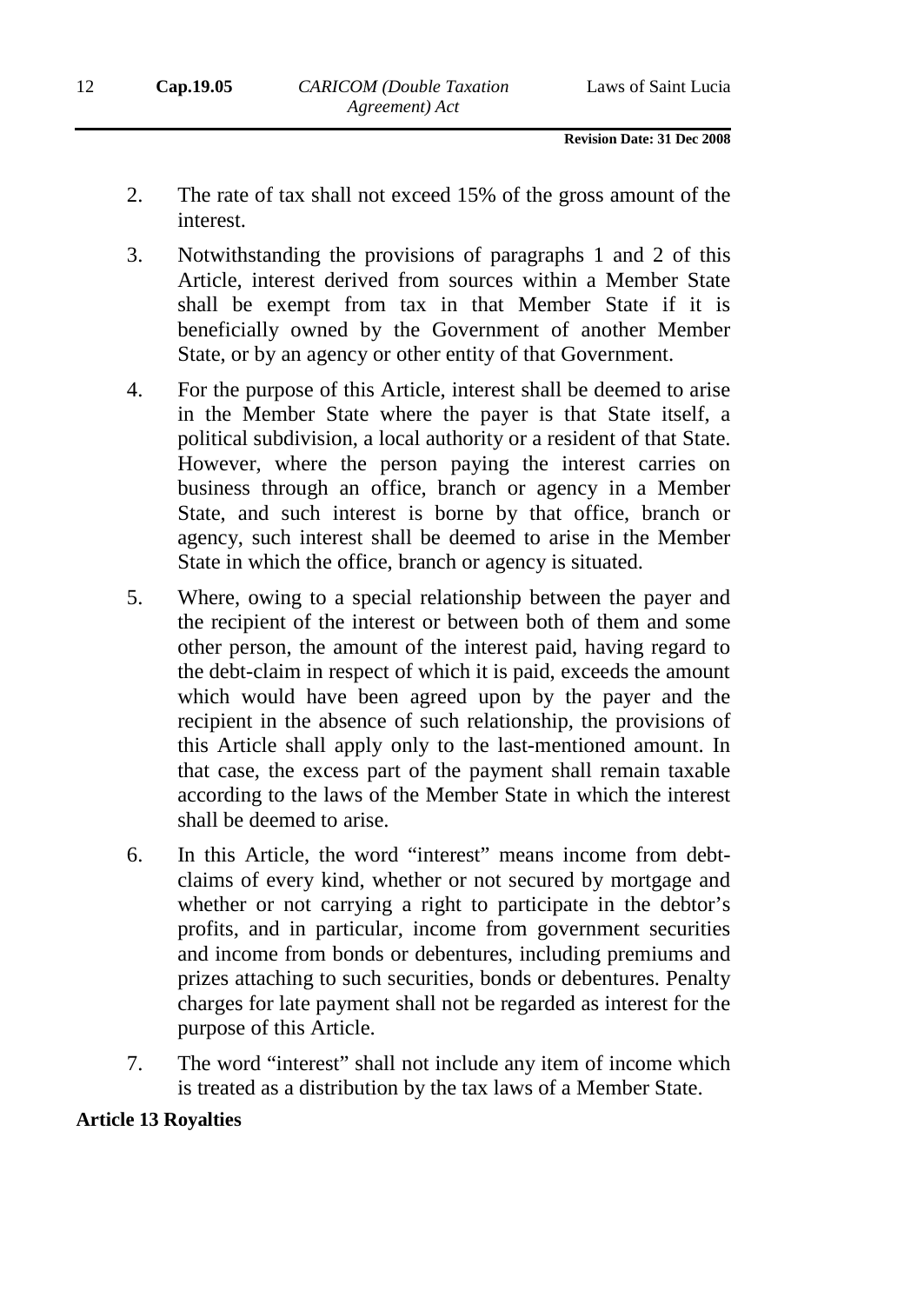2. The rate of tax shall not exceed 15% of the gross amount of the interest.

3. Notwithstanding the provisions of paragraphs 1 and 2 of this Article, interest derived from sources within a Member State shall be exempt from tax in that Member State if it is beneficially owned by the Government of another Member State, or by an agency or other entity of that Government.

4. For the purpose of this Article, interest shall be deemed to arise in the Member State where the payer is that State itself, a political subdivision, a local authority or a resident of that State. However, where the person paying the interest carries on business through an office, branch or agency in a Member State, and such interest is borne by that office, branch or agency, such interest shall be deemed to arise in the Member State in which the office, branch or agency is situated.

5. Where, owing to a special relationship between the payer and the recipient of the interest or between both of them and some other person, the amount of the interest paid, having regard to the debt-claim in respect of which it is paid, exceeds the amount which would have been agreed upon by the payer and the recipient in the absence of such relationship, the provisions of this Article shall apply only to the last-mentioned amount. In that case, the excess part of the payment shall remain taxable according to the laws of the Member State in which the interest shall be deemed to arise.

6. In this Article, the word "interest" means income from debt-claims of every kind, whether or not secured by mortgage and whether or not carrying a right to participate in the debtor's profits, and in particular, income from government securities and income from bonds or debentures, including premiums and prizes attaching to such securities, bonds or debentures. Penalty charges for late payment shall not be regarded as interest for the purpose of this Article.

7. The word "interest" shall not include any item of income which is treated as a distribution by the tax laws of a Member State.

**Article 13 Royalties**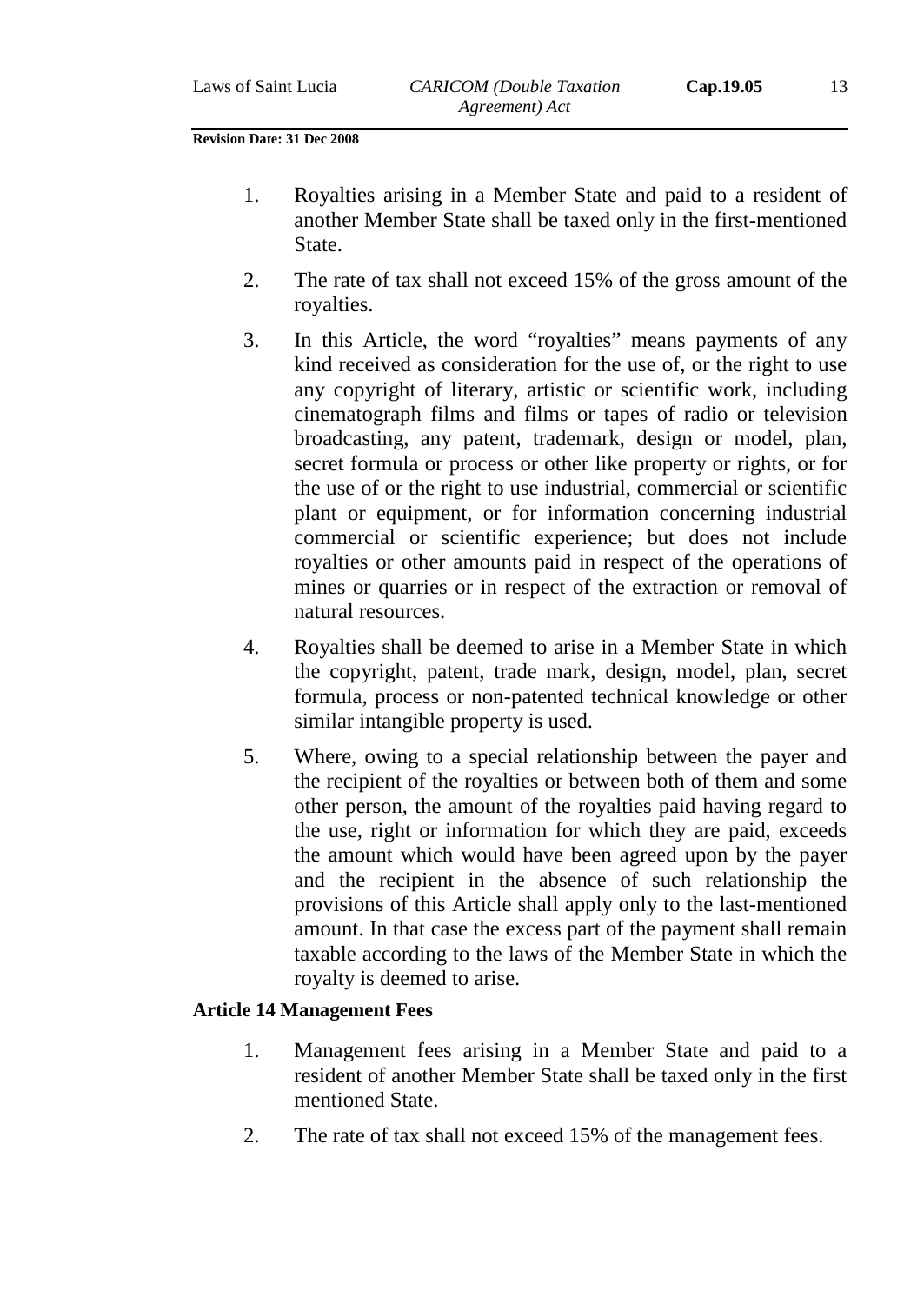1. Royalties arising in a Member State and paid to a resident of another Member State shall be taxed only in the first-mentioned State.

2. The rate of tax shall not exceed 15% of the gross amount of the royalties.

3. In this Article, the word "royalties" means payments of any kind received as consideration for the use of, or the right to use any copyright of literary, artistic or scientific work, including cinematograph films and films or tapes of radio or television broadcasting, any patent, trademark, design or model, plan, secret formula or process or other like property or rights, or for the use of or the right to use industrial, commercial or scientific plant or equipment, or for information concerning industrial commercial or scientific experience; but does not include royalties or other amounts paid in respect of the operations of mines or quarries or in respect of the extraction or removal of natural resources.

4. Royalties shall be deemed to arise in a Member State in which the copyright, patent, trade mark, design, model, plan, secret formula, process or non-patented technical knowledge or other similar intangible property is used.

5. Where, owing to a special relationship between the payer and the recipient of the royalties or between both of them and some other person, the amount of the royalties paid having regard to the use, right or information for which they are paid, exceeds the amount which would have been agreed upon by the payer and the recipient in the absence of such relationship the provisions of this Article shall apply only to the last-mentioned amount. In that case the excess part of the payment shall remain taxable according to the laws of the Member State in which the royalty is deemed to arise.

**Article 14 Management Fees**

1. Management fees arising in a Member State and paid to a resident of another Member State shall be taxed only in the first mentioned State.

2. The rate of tax shall not exceed 15% of the management fees.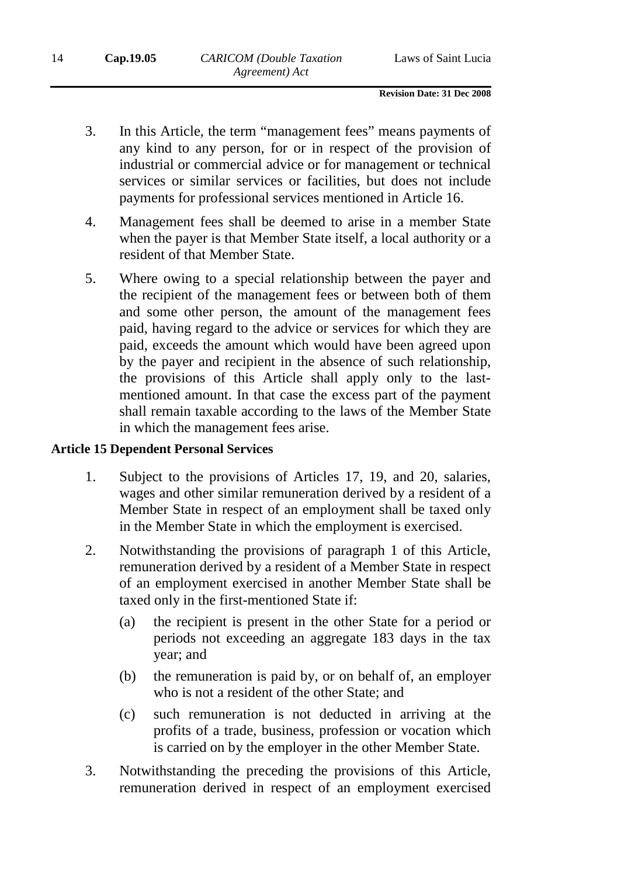3. In this Article, the term "management fees" means payments of any kind to any person, for or in respect of the provision of industrial or commercial advice or for management or technical services or similar services or facilities, but does not include payments for professional services mentioned in Article 16.

4. Management fees shall be deemed to arise in a member State when the payer is that Member State itself, a local authority or a resident of that Member State.

5. Where owing to a special relationship between the payer and the recipient of the management fees or between both of them and some other person, the amount of the management fees paid, having regard to the advice or services for which they are paid, exceeds the amount which would have been agreed upon by the payer and recipient in the absence of such relationship, the provisions of this Article shall apply only to the last-mentioned amount. In that case the excess part of the payment shall remain taxable according to the laws of the Member State in which the management fees arise.

**Article 15 Dependent Personal Services**

1. Subject to the provisions of Articles 17, 19, and 20, salaries, wages and other similar remuneration derived by a resident of a Member State in respect of an employment shall be taxed only in the Member State in which the employment is exercised.

2. Notwithstanding the provisions of paragraph 1 of this Article, remuneration derived by a resident of a Member State in respect of an employment exercised in another Member State shall be taxed only in the first-mentioned State if:

   (a) the recipient is present in the other State for a period or periods not exceeding an aggregate 183 days in the tax year; and

   (b) the remuneration is paid by, or on behalf of, an employer who is not a resident of the other State; and

   (c) such remuneration is not deducted in arriving at the profits of a trade, business, profession or vocation which is carried on by the employer in the other Member State.

3. Notwithstanding the preceding the provisions of this Article, remuneration derived in respect of an employment exercised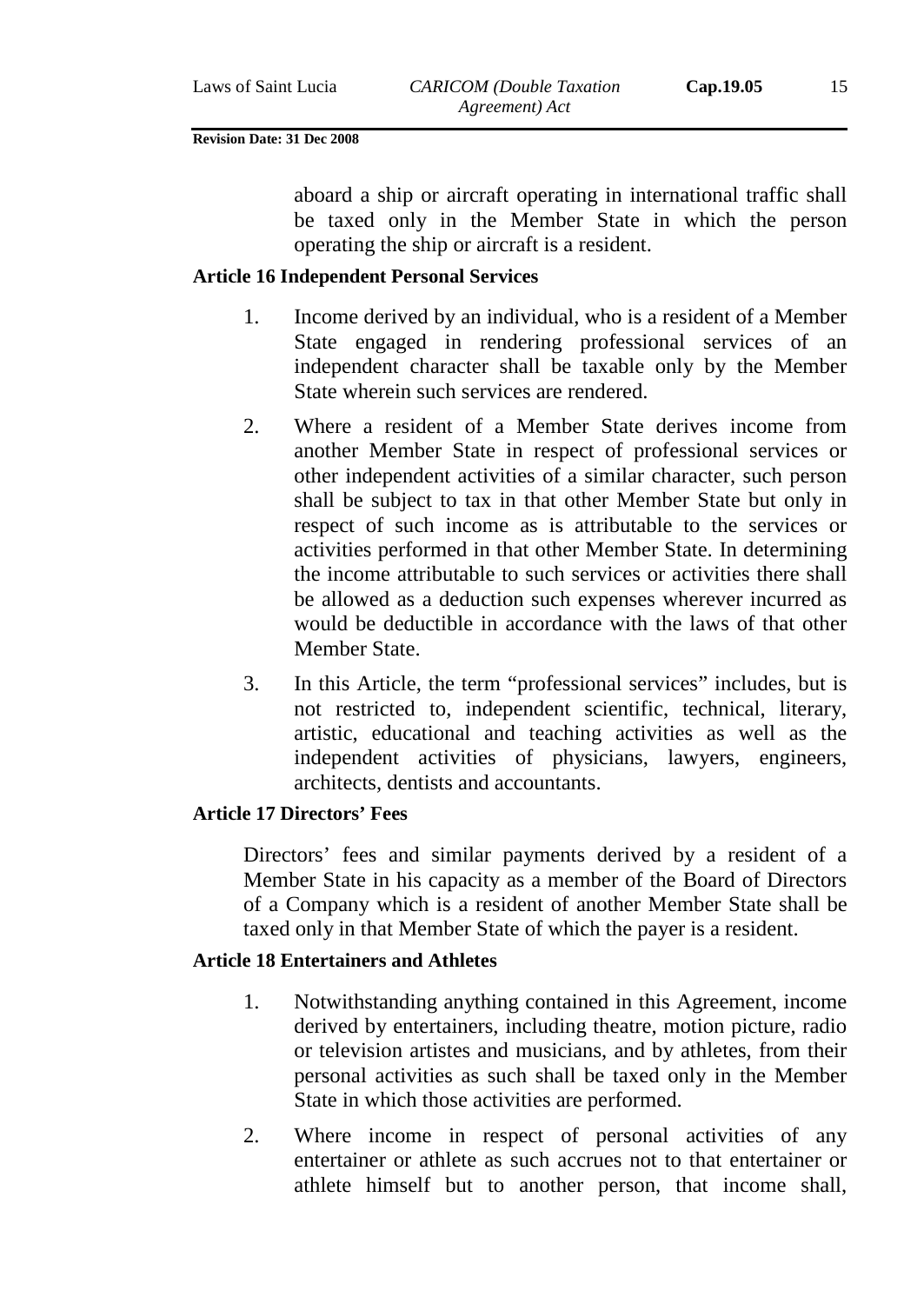aboard a ship or aircraft operating in international traffic shall be taxed only in the Member State in which the person operating the ship or aircraft is a resident.

**Article 16 Independent Personal Services**

1. Income derived by an individual, who is a resident of a Member State engaged in rendering professional services of an independent character shall be taxable only by the Member State wherein such services are rendered.

2. Where a resident of a Member State derives income from another Member State in respect of professional services or other independent activities of a similar character, such person shall be subject to tax in that other Member State but only in respect of such income as is attributable to the services or activities performed in that other Member State. In determining the income attributable to such services or activities there shall be allowed as a deduction such expenses wherever incurred as would be deductible in accordance with the laws of that other Member State.

3. In this Article, the term "professional services" includes, but is not restricted to, independent scientific, technical, literary, artistic, educational and teaching activities as well as the independent activities of physicians, lawyers, engineers, architects, dentists and accountants.

**Article 17 Directors' Fees**

Directors' fees and similar payments derived by a resident of a Member State in his capacity as a member of the Board of Directors of a Company which is a resident of another Member State shall be taxed only in that Member State of which the payer is a resident.

**Article 18 Entertainers and Athletes**

1. Notwithstanding anything contained in this Agreement, income derived by entertainers, including theatre, motion picture, radio or television artistes and musicians, and by athletes, from their personal activities as such shall be taxed only in the Member State in which those activities are performed.

2. Where income in respect of personal activities of any entertainer or athlete as such accrues not to that entertainer or athlete himself but to another person, that income shall,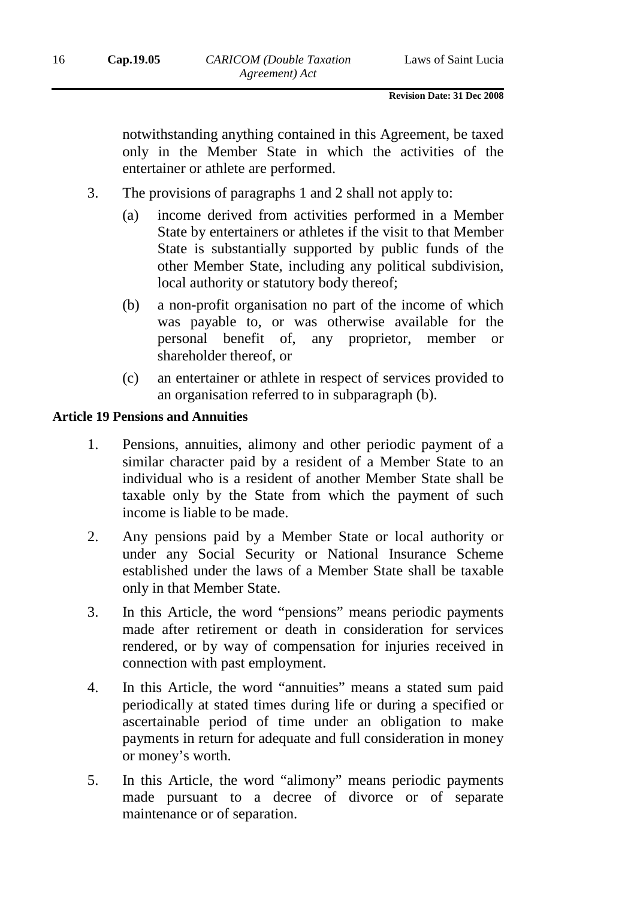notwithstanding anything contained in this Agreement, be taxed only in the Member State in which the activities of the entertainer or athlete are performed.

3. The provisions of paragraphs 1 and 2 shall not apply to:

   (a) income derived from activities performed in a Member State by entertainers or athletes if the visit to that Member State is substantially supported by public funds of the other Member State, including any political subdivision, local authority or statutory body thereof;

   (b) a non-profit organisation no part of the income of which was payable to, or was otherwise available for the personal benefit of, any proprietor, member or shareholder thereof, or

   (c) an entertainer or athlete in respect of services provided to an organisation referred to in subparagraph (b).

**Article 19 Pensions and Annuities**

1. Pensions, annuities, alimony and other periodic payment of a similar character paid by a resident of a Member State to an individual who is a resident of another Member State shall be taxable only by the State from which the payment of such income is liable to be made.

2. Any pensions paid by a Member State or local authority or under any Social Security or National Insurance Scheme established under the laws of a Member State shall be taxable only in that Member State.

3. In this Article, the word "pensions" means periodic payments made after retirement or death in consideration for services rendered, or by way of compensation for injuries received in connection with past employment.

4. In this Article, the word "annuities" means a stated sum paid periodically at stated times during life or during a specified or ascertainable period of time under an obligation to make payments in return for adequate and full consideration in money or money's worth.

5. In this Article, the word "alimony" means periodic payments made pursuant to a decree of divorce or of separate maintenance or of separation.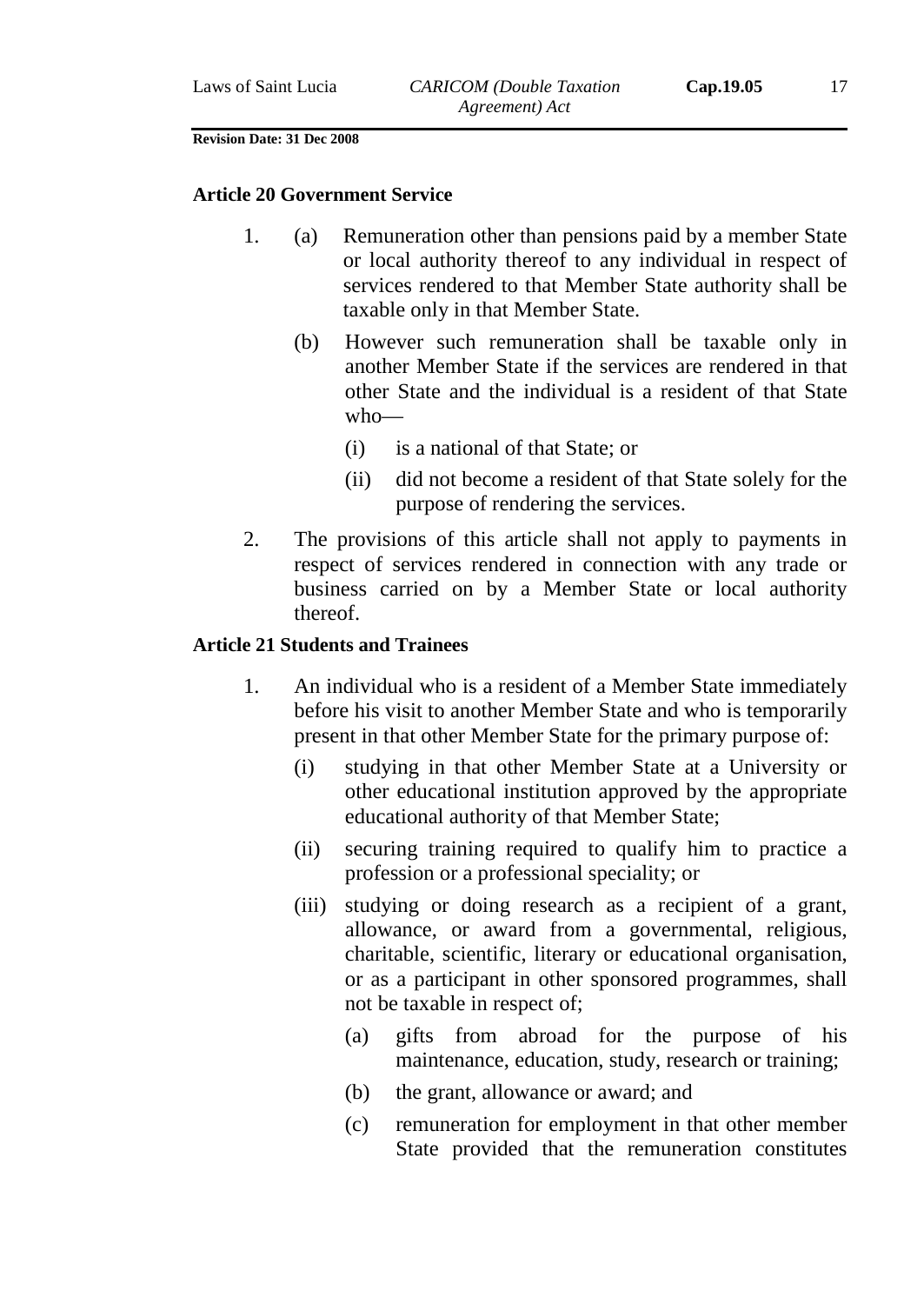**Revision Date: 31 Dec 2008**

### Article 20 Government Service

1. (a) Remuneration other than pensions paid by a member State or local authority thereof to any individual in respect of services rendered to that Member State authority shall be taxable only in that Member State.

   (b) However such remuneration shall be taxable only in another Member State if the services are rendered in that other State and the individual is a resident of that State who—

   (i) is a national of that State; or

   (ii) did not become a resident of that State solely for the purpose of rendering the services.

2. The provisions of this article shall not apply to payments in respect of services rendered in connection with any trade or business carried on by a Member State or local authority thereof.

### Article 21 Students and Trainees

1. An individual who is a resident of a Member State immediately before his visit to another Member State and who is temporarily present in that other Member State for the primary purpose of:

   (i) studying in that other Member State at a University or other educational institution approved by the appropriate educational authority of that Member State;

   (ii) securing training required to qualify him to practice a profession or a professional speciality; or

   (iii) studying or doing research as a recipient of a grant, allowance, or award from a governmental, religious, charitable, scientific, literary or educational organisation, or as a participant in other sponsored programmes, shall not be taxable in respect of;

   (a) gifts from abroad for the purpose of his maintenance, education, study, research or training;

   (b) the grant, allowance or award; and

   (c) remuneration for employment in that other member State provided that the remuneration constitutes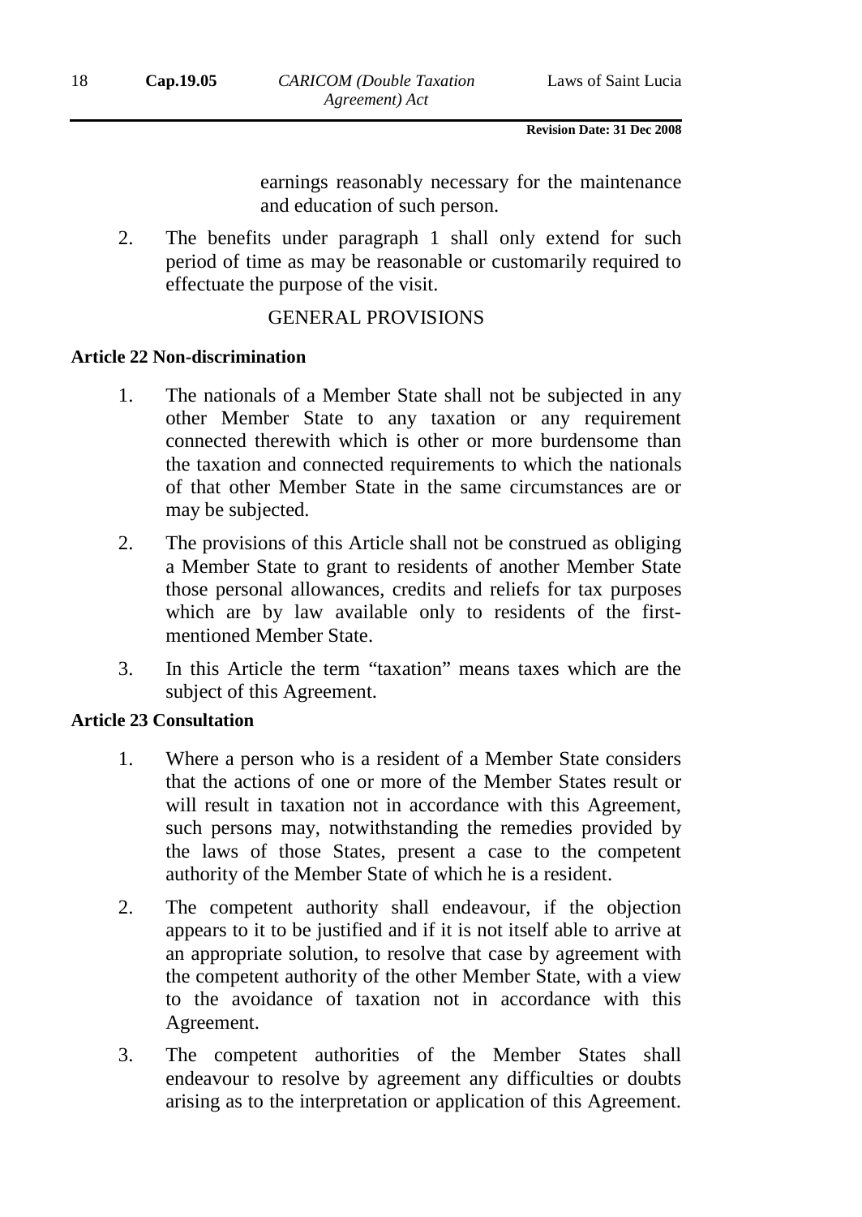earnings reasonably necessary for the maintenance and education of such person.

2. The benefits under paragraph 1 shall only extend for such period of time as may be reasonable or customarily required to effectuate the purpose of the visit.

GENERAL PROVISIONS

**Article 22 Non-discrimination**

1. The nationals of a Member State shall not be subjected in any other Member State to any taxation or any requirement connected therewith which is other or more burdensome than the taxation and connected requirements to which the nationals of that other Member State in the same circumstances are or may be subjected.

2. The provisions of this Article shall not be construed as obliging a Member State to grant to residents of another Member State those personal allowances, credits and reliefs for tax purposes which are by law available only to residents of the first-mentioned Member State.

3. In this Article the term "taxation" means taxes which are the subject of this Agreement.

**Article 23 Consultation**

1. Where a person who is a resident of a Member State considers that the actions of one or more of the Member States result or will result in taxation not in accordance with this Agreement, such persons may, notwithstanding the remedies provided by the laws of those States, present a case to the competent authority of the Member State of which he is a resident.

2. The competent authority shall endeavour, if the objection appears to it to be justified and if it is not itself able to arrive at an appropriate solution, to resolve that case by agreement with the competent authority of the other Member State, with a view to the avoidance of taxation not in accordance with this Agreement.

3. The competent authorities of the Member States shall endeavour to resolve by agreement any difficulties or doubts arising as to the interpretation or application of this Agreement.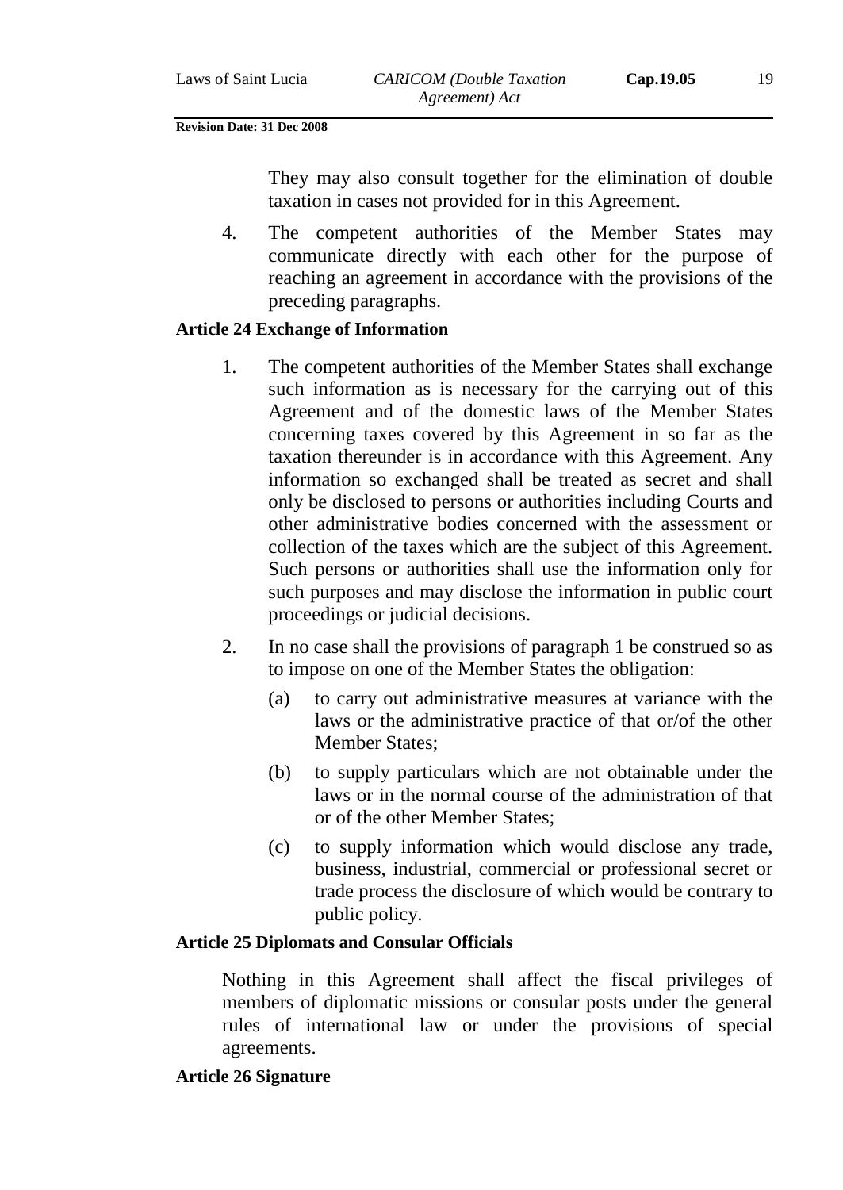They may also consult together for the elimination of double taxation in cases not provided for in this Agreement.

4. The competent authorities of the Member States may communicate directly with each other for the purpose of reaching an agreement in accordance with the provisions of the preceding paragraphs.

**Article 24 Exchange of Information**

1. The competent authorities of the Member States shall exchange such information as is necessary for the carrying out of this Agreement and of the domestic laws of the Member States concerning taxes covered by this Agreement in so far as the taxation thereunder is in accordance with this Agreement. Any information so exchanged shall be treated as secret and shall only be disclosed to persons or authorities including Courts and other administrative bodies concerned with the assessment or collection of the taxes which are the subject of this Agreement. Such persons or authorities shall use the information only for such purposes and may disclose the information in public court proceedings or judicial decisions.

2. In no case shall the provisions of paragraph 1 be construed so as to impose on one of the Member States the obligation:

   (a) to carry out administrative measures at variance with the laws or the administrative practice of that or/of the other Member States;

   (b) to supply particulars which are not obtainable under the laws or in the normal course of the administration of that or of the other Member States;

   (c) to supply information which would disclose any trade, business, industrial, commercial or professional secret or trade process the disclosure of which would be contrary to public policy.

**Article 25 Diplomats and Consular Officials**

Nothing in this Agreement shall affect the fiscal privileges of members of diplomatic missions or consular posts under the general rules of international law or under the provisions of special agreements.

**Article 26 Signature**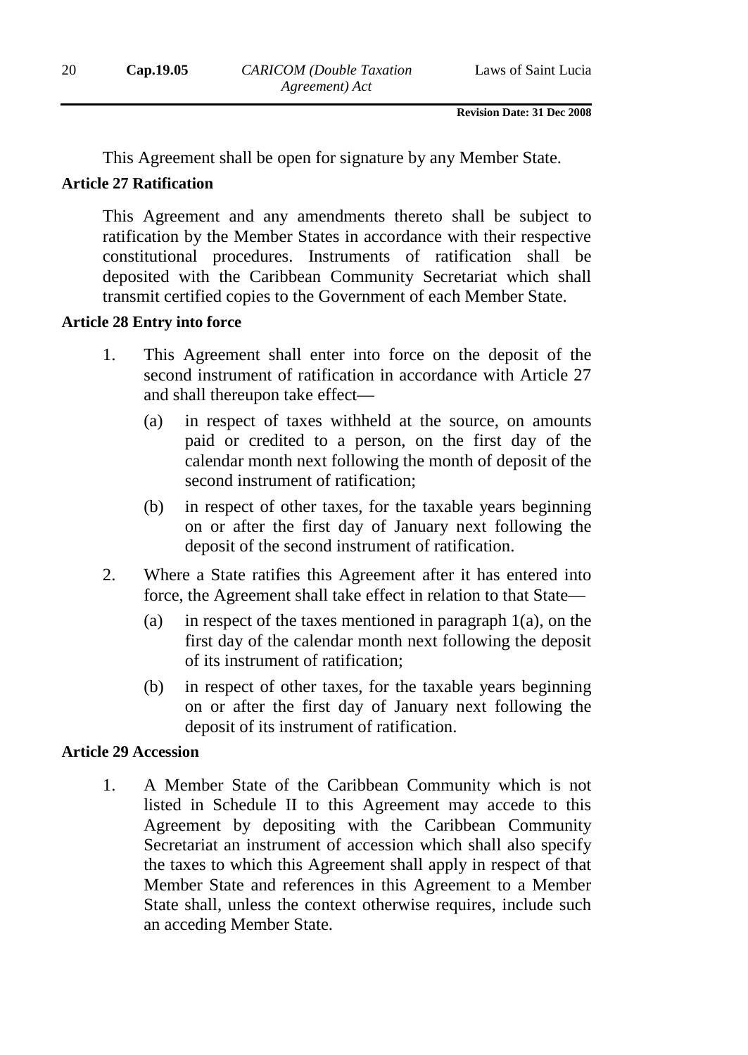This Agreement shall be open for signature by any Member State.

**Article 27 Ratification**

This Agreement and any amendments thereto shall be subject to ratification by the Member States in accordance with their respective constitutional procedures. Instruments of ratification shall be deposited with the Caribbean Community Secretariat which shall transmit certified copies to the Government of each Member State.

**Article 28 Entry into force**

1. This Agreement shall enter into force on the deposit of the second instrument of ratification in accordance with Article 27 and shall thereupon take effect—
   (a) in respect of taxes withheld at the source, on amounts paid or credited to a person, on the first day of the calendar month next following the month of deposit of the second instrument of ratification;
   (b) in respect of other taxes, for the taxable years beginning on or after the first day of January next following the deposit of the second instrument of ratification.
2. Where a State ratifies this Agreement after it has entered into force, the Agreement shall take effect in relation to that State—
   (a) in respect of the taxes mentioned in paragraph 1(a), on the first day of the calendar month next following the deposit of its instrument of ratification;
   (b) in respect of other taxes, for the taxable years beginning on or after the first day of January next following the deposit of its instrument of ratification.

**Article 29 Accession**

1. A Member State of the Caribbean Community which is not listed in Schedule II to this Agreement may accede to this Agreement by depositing with the Caribbean Community Secretariat an instrument of accession which shall also specify the taxes to which this Agreement shall apply in respect of that Member State and references in this Agreement to a Member State shall, unless the context otherwise requires, include such an acceding Member State.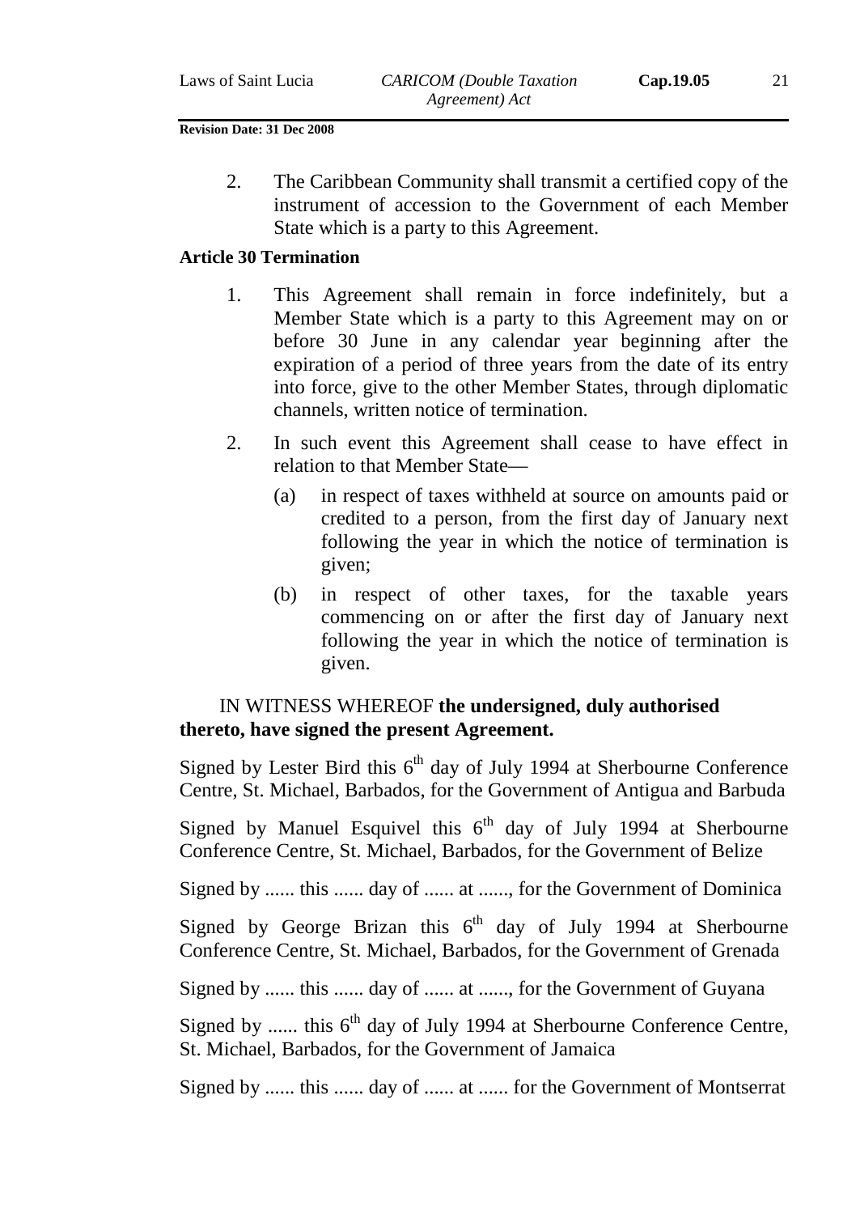2. The Caribbean Community shall transmit a certified copy of the instrument of accession to the Government of each Member State which is a party to this Agreement.

**Article 30 Termination**

1. This Agreement shall remain in force indefinitely, but a Member State which is a party to this Agreement may on or before 30 June in any calendar year beginning after the expiration of a period of three years from the date of its entry into force, give to the other Member States, through diplomatic channels, written notice of termination.

2. In such event this Agreement shall cease to have effect in relation to that Member State—

   (a) in respect of taxes withheld at source on amounts paid or credited to a person, from the first day of January next following the year in which the notice of termination is given;

   (b) in respect of other taxes, for the taxable years commencing on or after the first day of January next following the year in which the notice of termination is given.

IN WITNESS WHEREOF **the undersigned, duly authorised thereto, have signed the present Agreement.**

Signed by Lester Bird this 6th day of July 1994 at Sherbourne Conference Centre, St. Michael, Barbados, for the Government of Antigua and Barbuda

Signed by Manuel Esquivel this 6th day of July 1994 at Sherbourne Conference Centre, St. Michael, Barbados, for the Government of Belize

Signed by ...... this ...... day of ...... at ......, for the Government of Dominica

Signed by George Brizan this 6th day of July 1994 at Sherbourne Conference Centre, St. Michael, Barbados, for the Government of Grenada

Signed by ...... this ...... day of ...... at ......, for the Government of Guyana

Signed by ...... this 6th day of July 1994 at Sherbourne Conference Centre, St. Michael, Barbados, for the Government of Jamaica

Signed by ...... this ...... day of ...... at ...... for the Government of Montserrat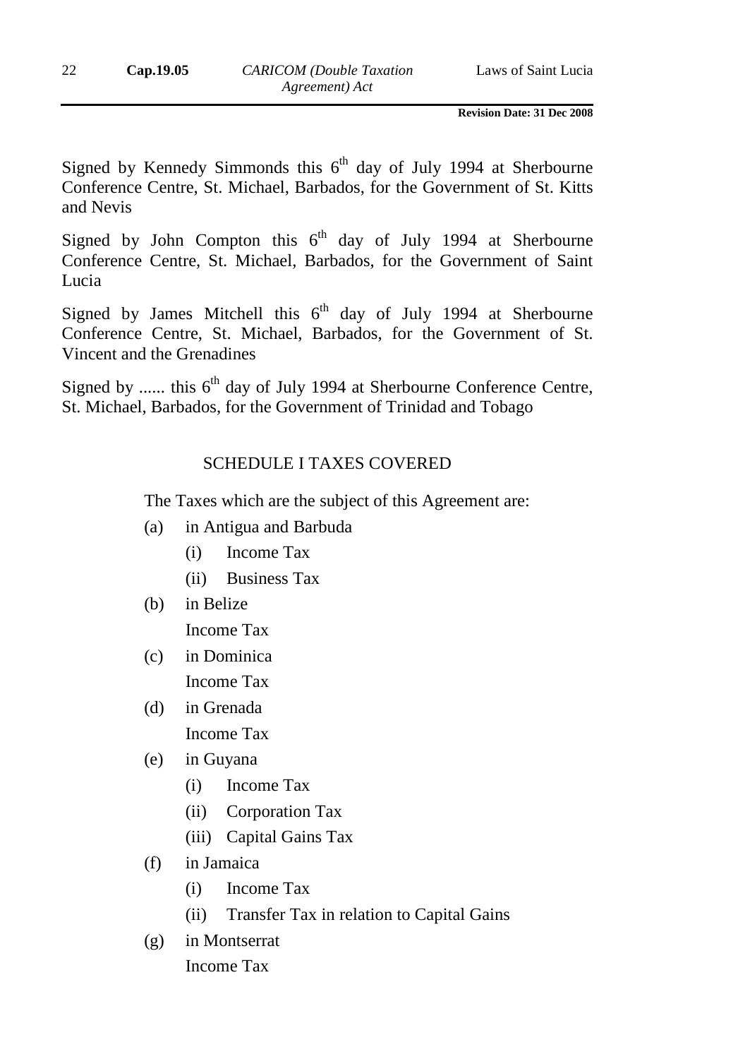Signed by Kennedy Simmonds this 6th day of July 1994 at Sherbourne Conference Centre, St. Michael, Barbados, for the Government of St. Kitts and Nevis

Signed by John Compton this 6th day of July 1994 at Sherbourne Conference Centre, St. Michael, Barbados, for the Government of Saint Lucia

Signed by James Mitchell this 6th day of July 1994 at Sherbourne Conference Centre, St. Michael, Barbados, for the Government of St. Vincent and the Grenadines

Signed by ...... this 6th day of July 1994 at Sherbourne Conference Centre, St. Michael, Barbados, for the Government of Trinidad and Tobago

## SCHEDULE I TAXES COVERED

The Taxes which are the subject of this Agreement are:

(a) in Antigua and Barbuda
 (i) Income Tax
 (ii) Business Tax

(b) in Belize
 Income Tax

(c) in Dominica
 Income Tax

(d) in Grenada
 Income Tax

(e) in Guyana
 (i) Income Tax
 (ii) Corporation Tax
 (iii) Capital Gains Tax

(f) in Jamaica
 (i) Income Tax
 (ii) Transfer Tax in relation to Capital Gains

(g) in Montserrat
 Income Tax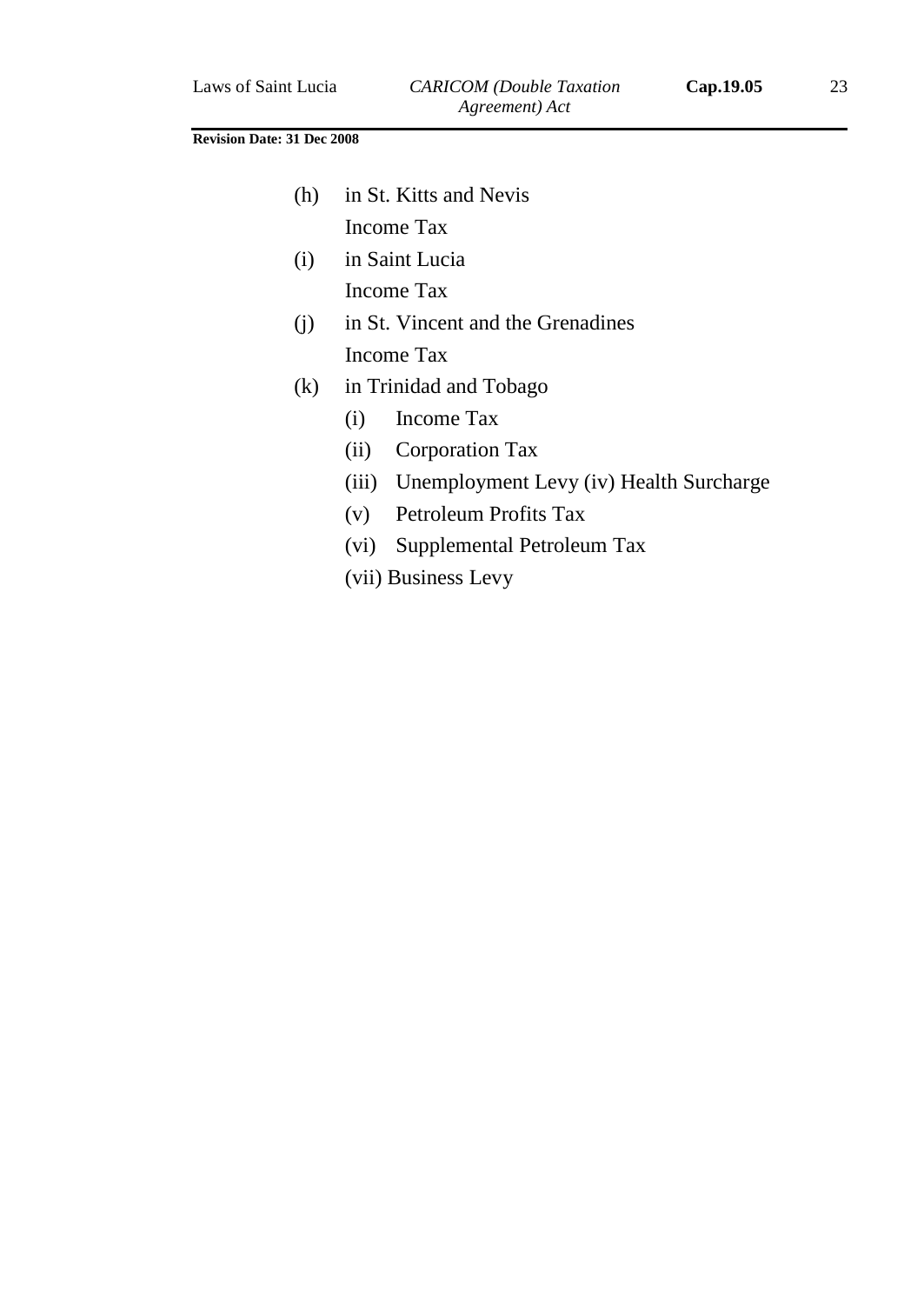Revision Date: 31 Dec 2008

(h) in St. Kitts and Nevis
    Income Tax

(i) in Saint Lucia
    Income Tax

(j) in St. Vincent and the Grenadines
    Income Tax

(k) in Trinidad and Tobago
    (i) Income Tax
    (ii) Corporation Tax
    (iii) Unemployment Levy (iv) Health Surcharge
    (v) Petroleum Profits Tax
    (vi) Supplemental Petroleum Tax
    (vii) Business Levy